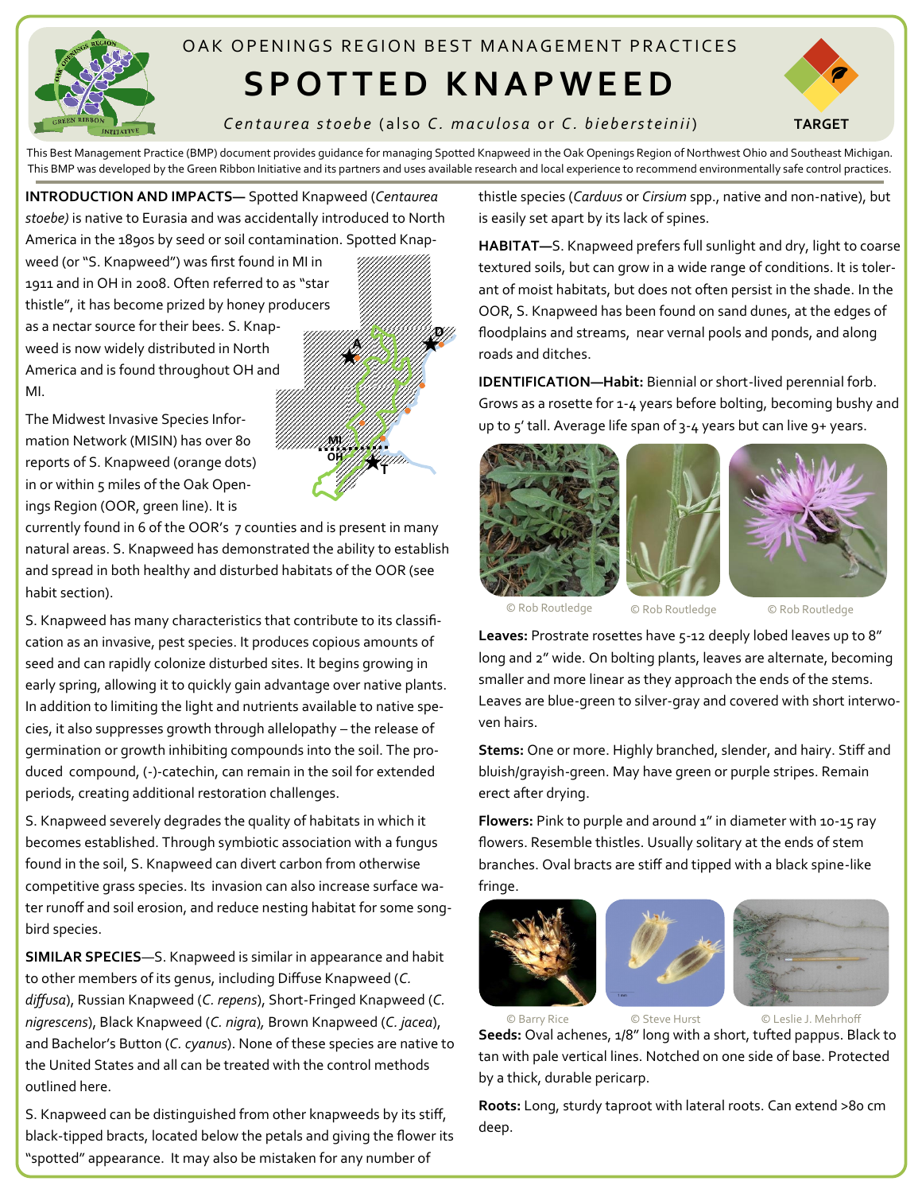OAK OPENINGS REGION BEST MANAGEMENT PRACTICES

# SPOTTED KNAPWEED

*Centaurea stoebe* (also *C. maculosa* or *C. biebersteinii*)

TARGET

This Best Management Practice (BMP) document provides guidance for managing Spotted Knapweed in the Oak Openings Region of Northwest Ohio and Southeast Michigan. This BMP was developed by the Green Ribbon Initiative and its partners and uses available research and local experience to recommend environmentally safe control practices.

**INTRODUCTION AND IMPACTS—** Spotted Knapweed (*Centaurea stoebe)* is native to Eurasia and was accidentally introduced to North America in the 1890s by seed or soil contamination. Spotted Knapweed (or "S. Knapweed") was first found in MI in 1911 and in OH in 2008. Often referred to as "star thistle", it has become prized by honey producers as a nectar source for their bees. S. Knapweed is now widely distributed in North America and is found throughout OH and MI.

The Midwest Invasive Species Information Network (MISIN) has over 80 reports of S. Knapweed (orange dots) in or within 5 miles of the Oak Openings Region (OOR, green line). It is currently found in 6 of the OOR's 7 counties and is present in many natural areas. S. Knapweed has demonstrated the ability to establish and spread in both healthy and disturbed habitats of the OOR (see habit section).

S. Knapweed has many characteristics that contribute to its classification as an invasive, pest species. It produces copious amounts of seed and can rapidly colonize disturbed sites. It begins growing in early spring, allowing it to quickly gain advantage over native plants. In addition to limiting the light and nutrients available to native species, it also suppresses growth through allelopathy – the release of germination or growth inhibiting compounds into the soil. The produced compound, (-)-catechin, can remain in the soil for extended periods, creating additional restoration challenges.

S. Knapweed severely degrades the quality of habitats in which it becomes established. Through symbiotic association with a fungus found in the soil, S. Knapweed can divert carbon from otherwise competitive grass species. Its invasion can also increase surface water runoff and soil erosion, and reduce nesting habitat for some songbird species.

**SIMILAR SPECIES**—S. Knapweed is similar in appearance and habit to other members of its genus, including Diffuse Knapweed (*C. diffusa*), Russian Knapweed (*C. repens*), Short-Fringed Knapweed (*C. nigrescens*), Black Knapweed (*C. nigra*), Brown Knapweed (*C. jacea*), and Bachelor's Button (*C. cyanus*). None of these species are native to the United States and all can be treated with the control methods outlined here.

S. Knapweed can be distinguished from other knapweeds by its stiff, black-tipped bracts, located below the petals and giving the flower its "spotted" appearance. It may also be mistaken for any number of thistle species (*Carduus* or *Cirsium* spp., native and non-native), but is easily set apart by its lack of spines.

**HABITAT—**S. Knapweed prefers full sunlight and dry, light to coarse textured soils, but can grow in a wide range of conditions. It is tolerant of moist habitats, but does not often persist in the shade. In the OOR, S. Knapweed has been found on sand dunes, at the edges of floodplains and streams, near vernal pools and ponds, and along roads and ditches.

**IDENTIFICATION—Habit:** Biennial or short-lived perennial forb. Grows as a rosette for 1-4 years before bolting, becoming bushy and up to 5′ tall. Average life span of 3-4 years but can live 9+ years.

© Rob Routledge © Rob Routledge © Rob Routledge

**Leaves:** Prostrate rosettes have 5-12 deeply lobed leaves up to 8″ long and 2″ wide. On bolting plants, leaves are alternate, becoming smaller and more linear as they approach the ends of the stems. Leaves are blue-green to silver-gray and covered with short interwoven hairs.

**Stems:** One or more. Highly branched, slender, and hairy. Stiff and bluish/grayish-green. May have green or purple stripes. Remain erect after drying.

**Flowers:** Pink to purple and around 1″ in diameter with 10-15 ray flowers. Resemble thistles. Usually solitary at the ends of stem branches. Oval bracts are stiff and tipped with a black spine-like fringe.

© Barry Rice © Steve Hurst © Leslie J. Mehrhoff

**Seeds:** Oval achenes, 1/8″ long with a short, tufted pappus. Black to tan with pale vertical lines. Notched on one side of base. Protected by a thick, durable pericarp.

**Roots:** Long, sturdy taproot with lateral roots. Can extend >80 cm deep.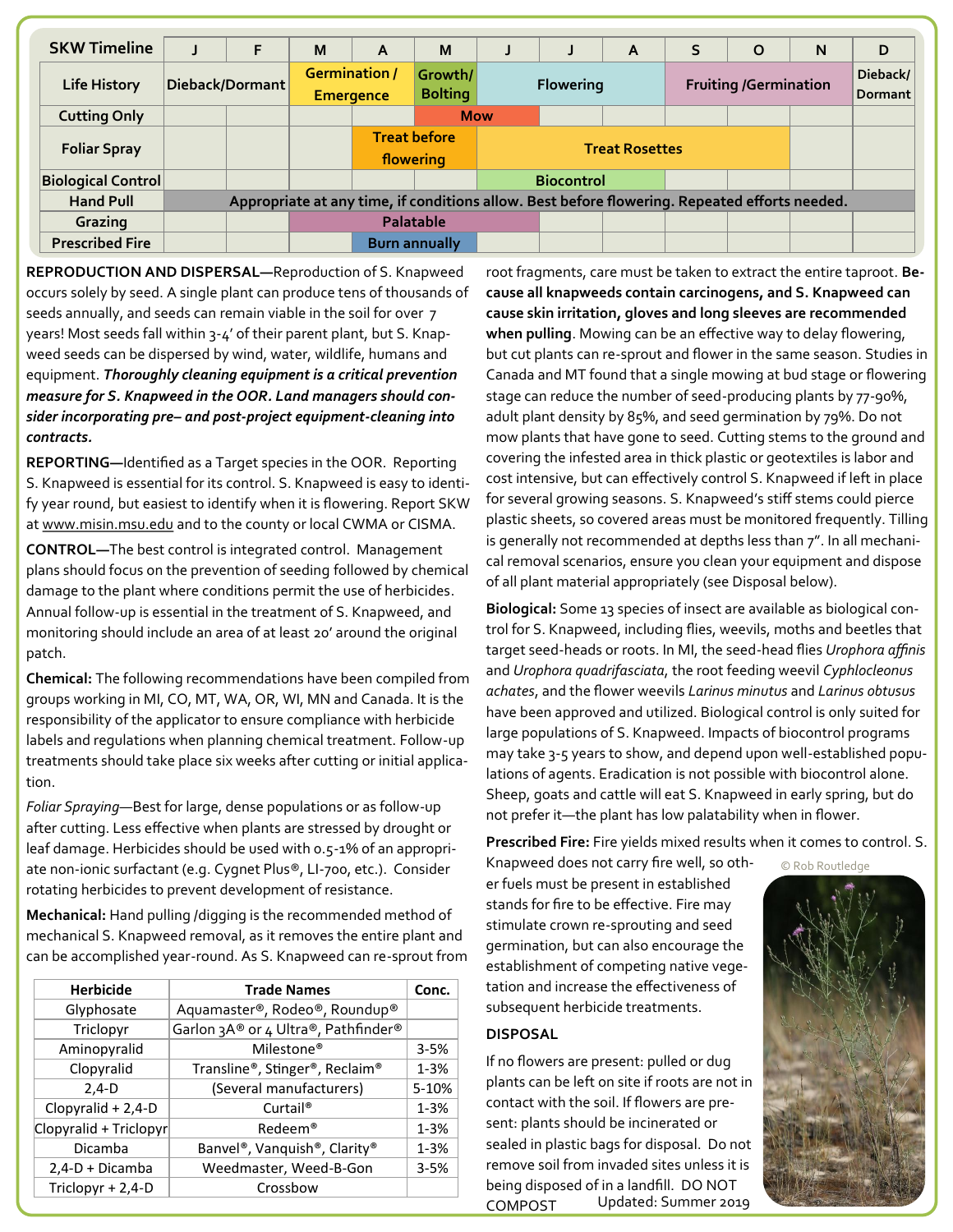| SKW Timeline | J | F | M | A | M | J | J | A | S | O | N | D |
|---|---|---|---|---|---|---|---|---|---|---|---|---|
| Life History | Dieback/Dormant | | Germination / Emergence | | Growth/ Bolting | Flowering | | | Fruiting /Germination | | | Dieback/ Dormant |
| Cutting Only | | | | | Mow | | | | | | | |
| Foliar Spray | | | | Treat before flowering | | Treat Rosettes | | | | | | |
| Biological Control | | | | | | Biocontrol | | | | | | |
| Hand Pull | Appropriate at any time, if conditions allow. Best before flowering. Repeated efforts needed. | | | | | | | | | | | |
| Grazing | | | Palatable | | | | | | | | | |
| Prescribed Fire | | | | Burn annually | | | | | | | | |

**REPRODUCTION AND DISPERSAL—**Reproduction of S. Knapweed occurs solely by seed. A single plant can produce tens of thousands of seeds annually, and seeds can remain viable in the soil for over 7 years! Most seeds fall within 3-4' of their parent plant, but S. Knapweed seeds can be dispersed by wind, water, wildlife, humans and equipment. ***Thoroughly cleaning equipment is a critical prevention measure for S. Knapweed in the OOR. Land managers should consider incorporating pre– and post-project equipment-cleaning into contracts.***

**REPORTING—**Identified as a Target species in the OOR. Reporting S. Knapweed is essential for its control. S. Knapweed is easy to identify year round, but easiest to identify when it is flowering. Report SKW at www.misin.msu.edu and to the county or local CWMA or CISMA.

**CONTROL—**The best control is integrated control. Management plans should focus on the prevention of seeding followed by chemical damage to the plant where conditions permit the use of herbicides. Annual follow-up is essential in the treatment of S. Knapweed, and monitoring should include an area of at least 20' around the original patch.

**Chemical:** The following recommendations have been compiled from groups working in MI, CO, MT, WA, OR, WI, MN and Canada. It is the responsibility of the applicator to ensure compliance with herbicide labels and regulations when planning chemical treatment. Follow-up treatments should take place six weeks after cutting or initial application.

*Foliar Spraying*—Best for large, dense populations or as follow-up after cutting. Less effective when plants are stressed by drought or leaf damage. Herbicides should be used with 0.5-1% of an appropriate non-ionic surfactant (e.g. Cygnet Plus®, LI-700, etc.). Consider rotating herbicides to prevent development of resistance.

**Mechanical:** Hand pulling /digging is the recommended method of mechanical S. Knapweed removal, as it removes the entire plant and can be accomplished year-round. As S. Knapweed can re-sprout from root fragments, care must be taken to extract the entire taproot. **Because all knapweeds contain carcinogens, and S. Knapweed can cause skin irritation, gloves and long sleeves are recommended when pulling**. Mowing can be an effective way to delay flowering, but cut plants can re-sprout and flower in the same season. Studies in Canada and MT found that a single mowing at bud stage or flowering stage can reduce the number of seed-producing plants by 77-90%, adult plant density by 85%, and seed germination by 79%. Do not mow plants that have gone to seed. Cutting stems to the ground and covering the infested area in thick plastic or geotextiles is labor and cost intensive, but can effectively control S. Knapweed if left in place for several growing seasons. S. Knapweed's stiff stems could pierce plastic sheets, so covered areas must be monitored frequently. Tilling is generally not recommended at depths less than 7". In all mechanical removal scenarios, ensure you clean your equipment and dispose of all plant material appropriately (see Disposal below).

| Herbicide | Trade Names | Conc. |
|---|---|---|
| Glyphosate | Aquamaster®, Rodeo®, Roundup® | |
| Triclopyr | Garlon 3A® or 4 Ultra®, Pathfinder® | |
| Aminopyralid | Milestone® | 3-5% |
| Clopyralid | Transline®, Stinger®, Reclaim® | 1-3% |
| 2,4-D | (Several manufacturers) | 5-10% |
| Clopyralid + 2,4-D | Curtail® | 1-3% |
| Clopyralid + Triclopyr | Redeem® | 1-3% |
| Dicamba | Banvel®, Vanquish®, Clarity® | 1-3% |
| 2,4-D + Dicamba | Weedmaster, Weed-B-Gon | 3-5% |
| Triclopyr + 2,4-D | Crossbow | |

**Biological:** Some 13 species of insect are available as biological control for S. Knapweed, including flies, weevils, moths and beetles that target seed-heads or roots. In MI, the seed-head flies *Urophora affinis* and *Urophora quadrifasciata*, the root feeding weevil *Cyphlocleonus achates*, and the flower weevils *Larinus minutus* and *Larinus obtusus* have been approved and utilized. Biological control is only suited for large populations of S. Knapweed. Impacts of biocontrol programs may take 3-5 years to show, and depend upon well-established populations of agents. Eradication is not possible with biocontrol alone. Sheep, goats and cattle will eat S. Knapweed in early spring, but do not prefer it—the plant has low palatability when in flower.

**Prescribed Fire:** Fire yields mixed results when it comes to control. S. Knapweed does not carry fire well, so other fuels must be present in established stands for fire to be effective. Fire may stimulate crown re-sprouting and seed germination, but can also encourage the establishment of competing native vegetation and increase the effectiveness of subsequent herbicide treatments.

© Rob Routledge

## DISPOSAL

If no flowers are present: pulled or dug plants can be left on site if roots are not in contact with the soil. If flowers are present: plants should be incinerated or sealed in plastic bags for disposal. Do not remove soil from invaded sites unless it is being disposed of in a landfill. DO NOT COMPOST

Updated: Summer 2019